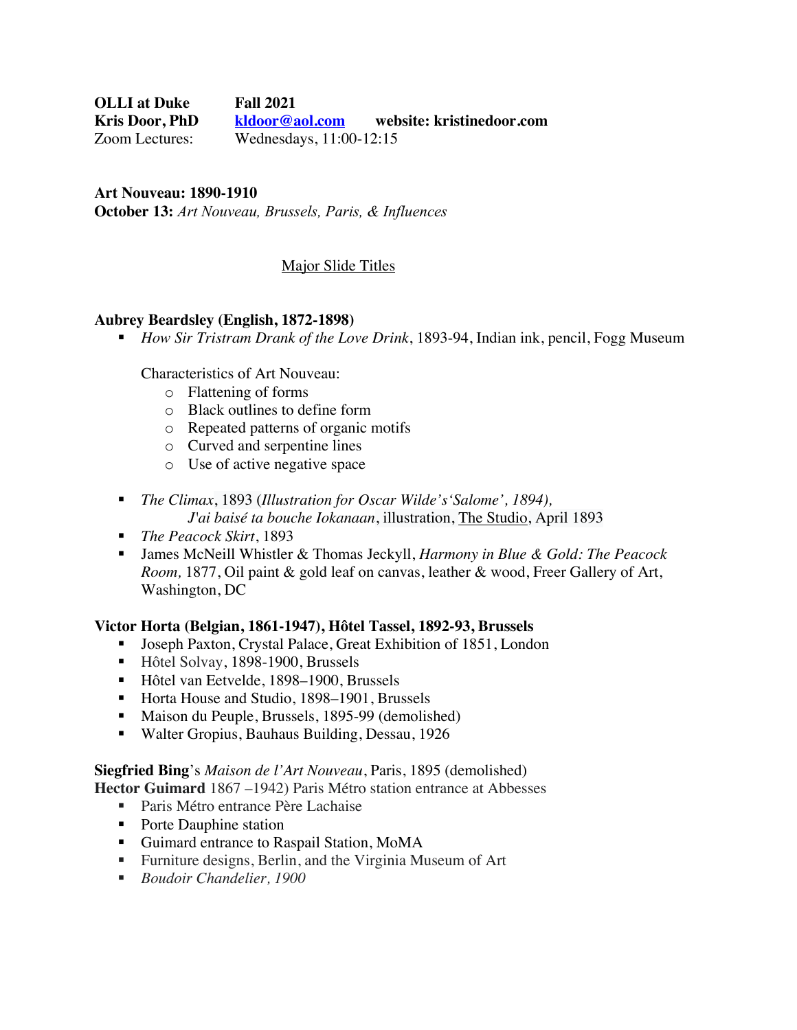**OLLI at Duke** **Fall 2021**
**Kris Door, PhD** **[kldoor@aol.com](mailto:kldoor@aol.com)** **website: kristinedoor.com**
Zoom Lectures: Wednesdays, 11:00-12:15

**Art Nouveau: 1890-1910**
**October 13:** *Art Nouveau, Brussels, Paris, & Influences*

<u>Major Slide Titles</u>

**Aubrey Beardsley (English, 1872-1898)**

- *How Sir Tristram Drank of the Love Drink*, 1893-94, Indian ink, pencil, Fogg Museum

  Characteristics of Art Nouveau:
  - Flattening of forms
  - Black outlines to define form
  - Repeated patterns of organic motifs
  - Curved and serpentine lines
  - Use of active negative space

- *The Climax*, 1893 (*Illustration for Oscar Wilde's'Salome', 1894),*
  *J'ai baisé ta bouche Iokanaan*, illustration, <u>The Studio</u>, April 1893
- *The Peacock Skirt*, 1893
- James McNeill Whistler & Thomas Jeckyll, *Harmony in Blue & Gold: The Peacock Room,* 1877, Oil paint & gold leaf on canvas, leather & wood, Freer Gallery of Art, Washington, DC

**Victor Horta (Belgian, 1861-1947), Hôtel Tassel, 1892-93, Brussels**

- Joseph Paxton, Crystal Palace, Great Exhibition of 1851, London
- Hôtel Solvay, 1898-1900, Brussels
- Hôtel van Eetvelde, 1898–1900, Brussels
- Horta House and Studio, 1898–1901, Brussels
- Maison du Peuple, Brussels, 1895-99 (demolished)
- Walter Gropius, Bauhaus Building, Dessau, 1926

**Siegfried Bing**'s *Maison de l'Art Nouveau*, Paris, 1895 (demolished)
**Hector Guimard** 1867 –1942) Paris Métro station entrance at Abbesses

- Paris Métro entrance Père Lachaise
- Porte Dauphine station
- Guimard entrance to Raspail Station, MoMA
- Furniture designs, Berlin, and the Virginia Museum of Art
- *Boudoir Chandelier, 1900*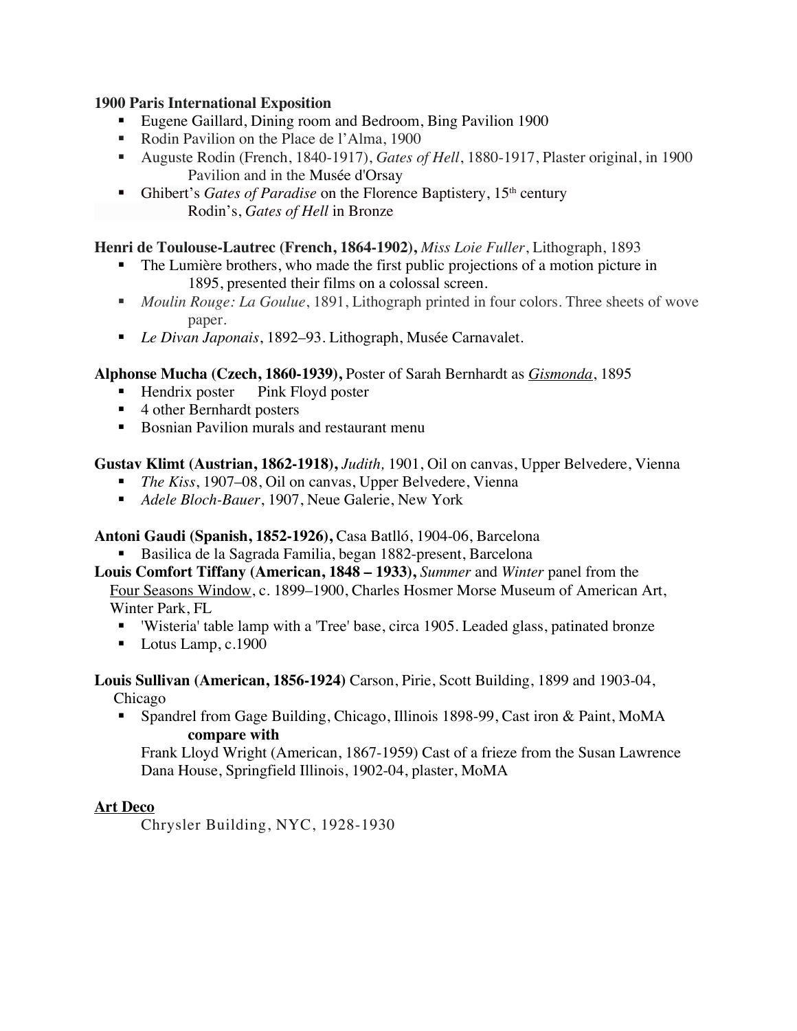**1900 Paris International Exposition**

- Eugene Gaillard, Dining room and Bedroom, Bing Pavilion 1900
- Rodin Pavilion on the Place de l'Alma, 1900
- Auguste Rodin (French, 1840-1917), *Gates of Hell*, 1880-1917, Plaster original, in 1900 Pavilion and in the Musée d'Orsay
- Ghibert's *Gates of Paradise* on the Florence Baptistery, 15th century
  Rodin's, *Gates of Hell* in Bronze

**Henri de Toulouse-Lautrec (French, 1864-1902),** *Miss Loie Fuller*, Lithograph, 1893

- The Lumière brothers, who made the first public projections of a motion picture in 1895, presented their films on a colossal screen.
- *Moulin Rouge: La Goulue*, 1891, Lithograph printed in four colors. Three sheets of wove paper.
- *Le Divan Japonais*, 1892–93. Lithograph, Musée Carnavalet.

**Alphonse Mucha (Czech, 1860-1939),** Poster of Sarah Bernhardt as <u>*Gismonda*</u>, 1895

- Hendrix poster     Pink Floyd poster
- 4 other Bernhardt posters
- Bosnian Pavilion murals and restaurant menu

**Gustav Klimt (Austrian, 1862-1918),** *Judith,* 1901, Oil on canvas, Upper Belvedere, Vienna

- *The Kiss*, 1907–08, Oil on canvas, Upper Belvedere, Vienna
- *Adele Bloch-Bauer*, 1907, Neue Galerie, New York

**Antoni Gaudi (Spanish, 1852-1926),** Casa Batlló, 1904-06, Barcelona

- Basilica de la Sagrada Familia, began 1882-present, Barcelona

**Louis Comfort Tiffany (American, 1848 – 1933),** *Summer* and *Winter* panel from the <u>Four Seasons Window</u>, c. 1899–1900, Charles Hosmer Morse Museum of American Art, Winter Park, FL

- 'Wisteria' table lamp with a 'Tree' base, circa 1905. Leaded glass, patinated bronze
- Lotus Lamp, c.1900

**Louis Sullivan (American, 1856-1924)** Carson, Pirie, Scott Building, 1899 and 1903-04, Chicago

- Spandrel from Gage Building, Chicago, Illinois 1898-99, Cast iron & Paint, MoMA **compare with**
  Frank Lloyd Wright (American, 1867-1959) Cast of a frieze from the Susan Lawrence Dana House, Springfield Illinois, 1902-04, plaster, MoMA

**<u>Art Deco</u>**

Chrysler Building, NYC, 1928-1930